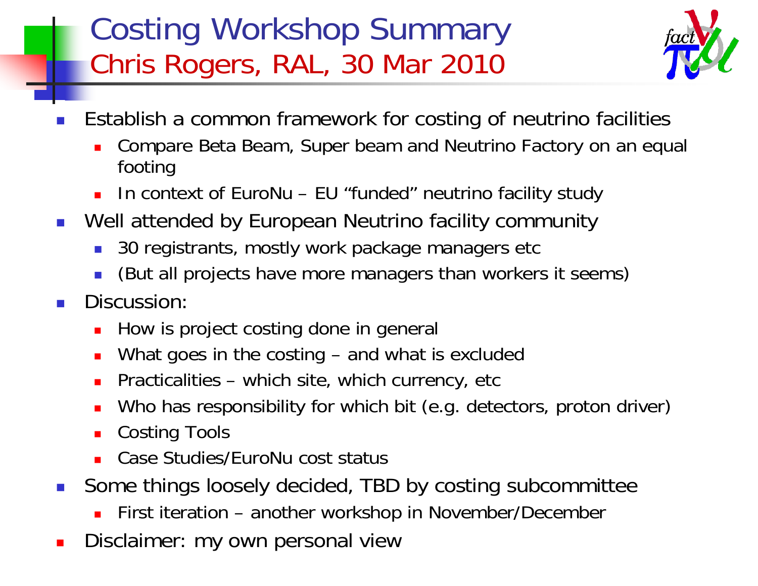# Costing Workshop Summary

## Chris Rogers, RAL, 30 Mar 2010

- Establish a common framework for costing of neutrino facilities
  - Compare Beta Beam, Super beam and Neutrino Factory on an equal footing
  - In context of EuroNu – EU "funded" neutrino facility study
- Well attended by European Neutrino facility community
  - 30 registrants, mostly work package managers etc
  - (But all projects have more managers than workers it seems)
- Discussion:
  - How is project costing done in general
  - What goes in the costing – and what is excluded
  - Practicalities – which site, which currency, etc
  - Who has responsibility for which bit (e.g. detectors, proton driver)
  - Costing Tools
  - Case Studies/EuroNu cost status
- Some things loosely decided, TBD by costing subcommittee
  - First iteration – another workshop in November/December
- Disclaimer: my own personal view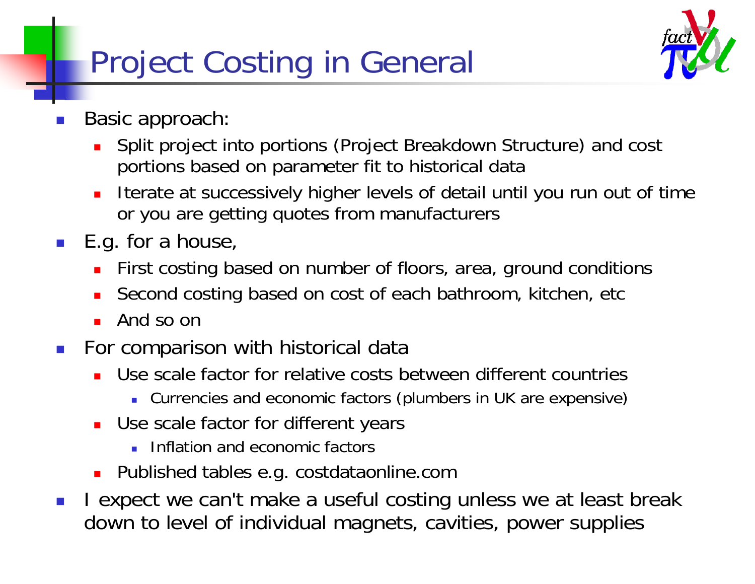# Project Costing in General

- Basic approach:
  - Split project into portions (Project Breakdown Structure) and cost portions based on parameter fit to historical data
  - Iterate at successively higher levels of detail until you run out of time or you are getting quotes from manufacturers
- E.g. for a house,
  - First costing based on number of floors, area, ground conditions
  - Second costing based on cost of each bathroom, kitchen, etc
  - And so on
- For comparison with historical data
  - Use scale factor for relative costs between different countries
    - Currencies and economic factors (plumbers in UK are expensive)
  - Use scale factor for different years
    - Inflation and economic factors
  - Published tables e.g. costdataonline.com
- I expect we can't make a useful costing unless we at least break down to level of individual magnets, cavities, power supplies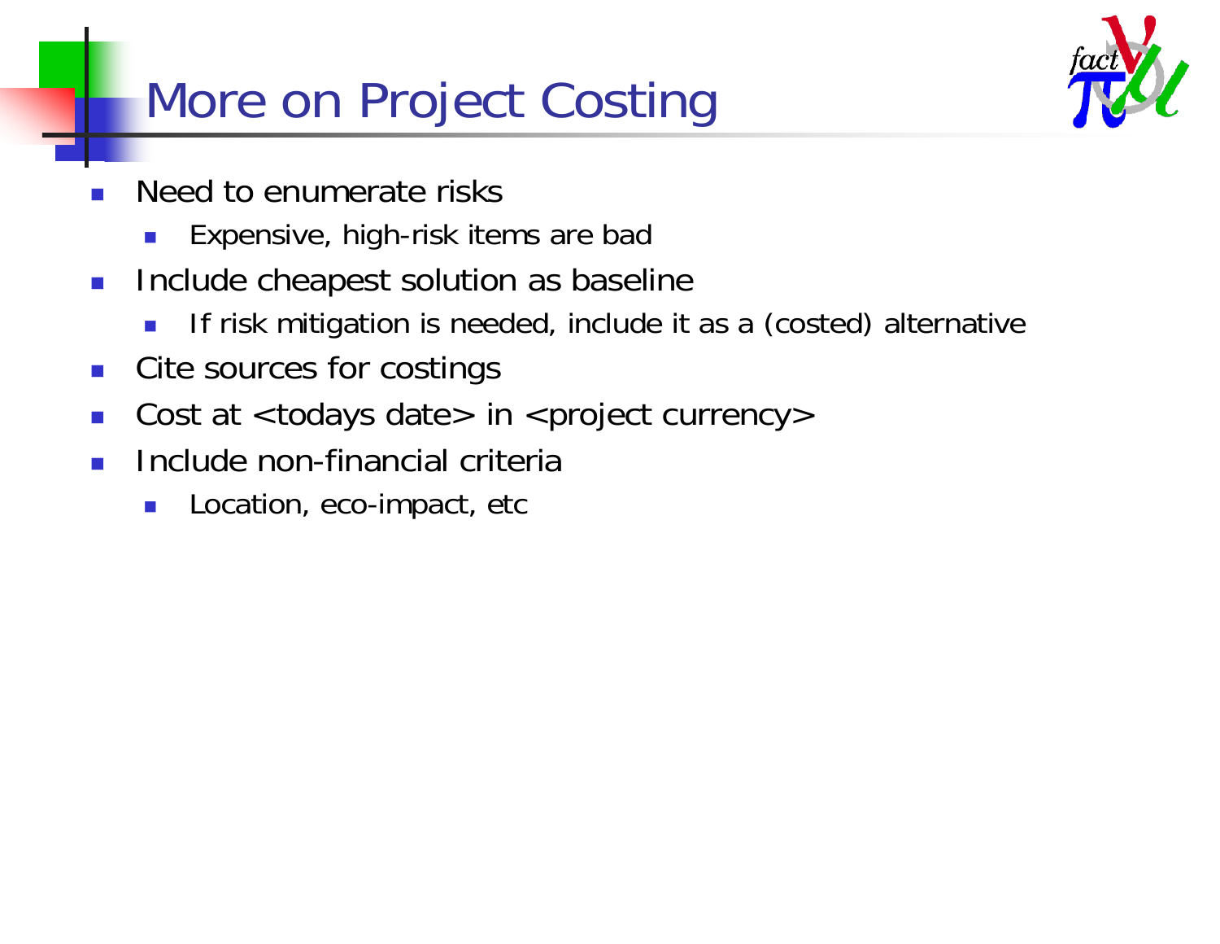# More on Project Costing

- Need to enumerate risks
  - Expensive, high-risk items are bad
- Include cheapest solution as baseline
  - If risk mitigation is needed, include it as a (costed) alternative
- Cite sources for costings
- Cost at <todays date> in <project currency>
- Include non-financial criteria
  - Location, eco-impact, etc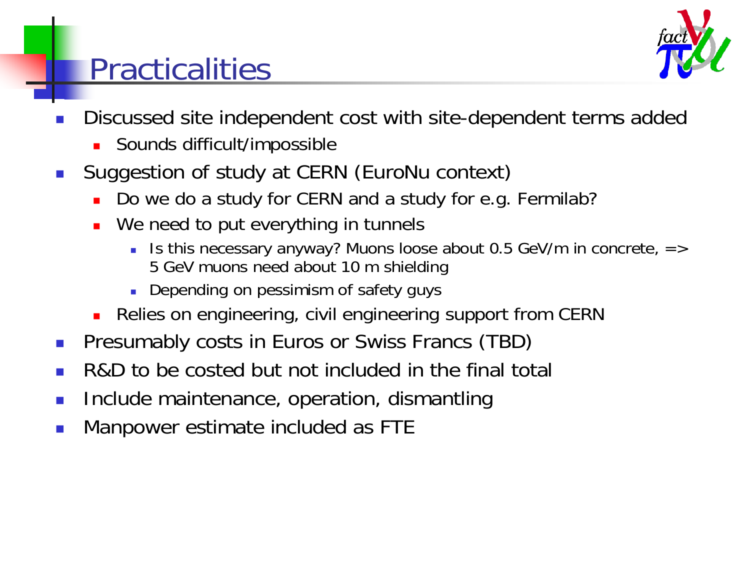# Practicalities

- Discussed site independent cost with site-dependent terms added
  - Sounds difficult/impossible
- Suggestion of study at CERN (EuroNu context)
  - Do we do a study for CERN and a study for e.g. Fermilab?
  - We need to put everything in tunnels
    - Is this necessary anyway? Muons loose about 0.5 GeV/m in concrete, => 5 GeV muons need about 10 m shielding
    - Depending on pessimism of safety guys
  - Relies on engineering, civil engineering support from CERN
- Presumably costs in Euros or Swiss Francs (TBD)
- R&D to be costed but not included in the final total
- Include maintenance, operation, dismantling
- Manpower estimate included as FTE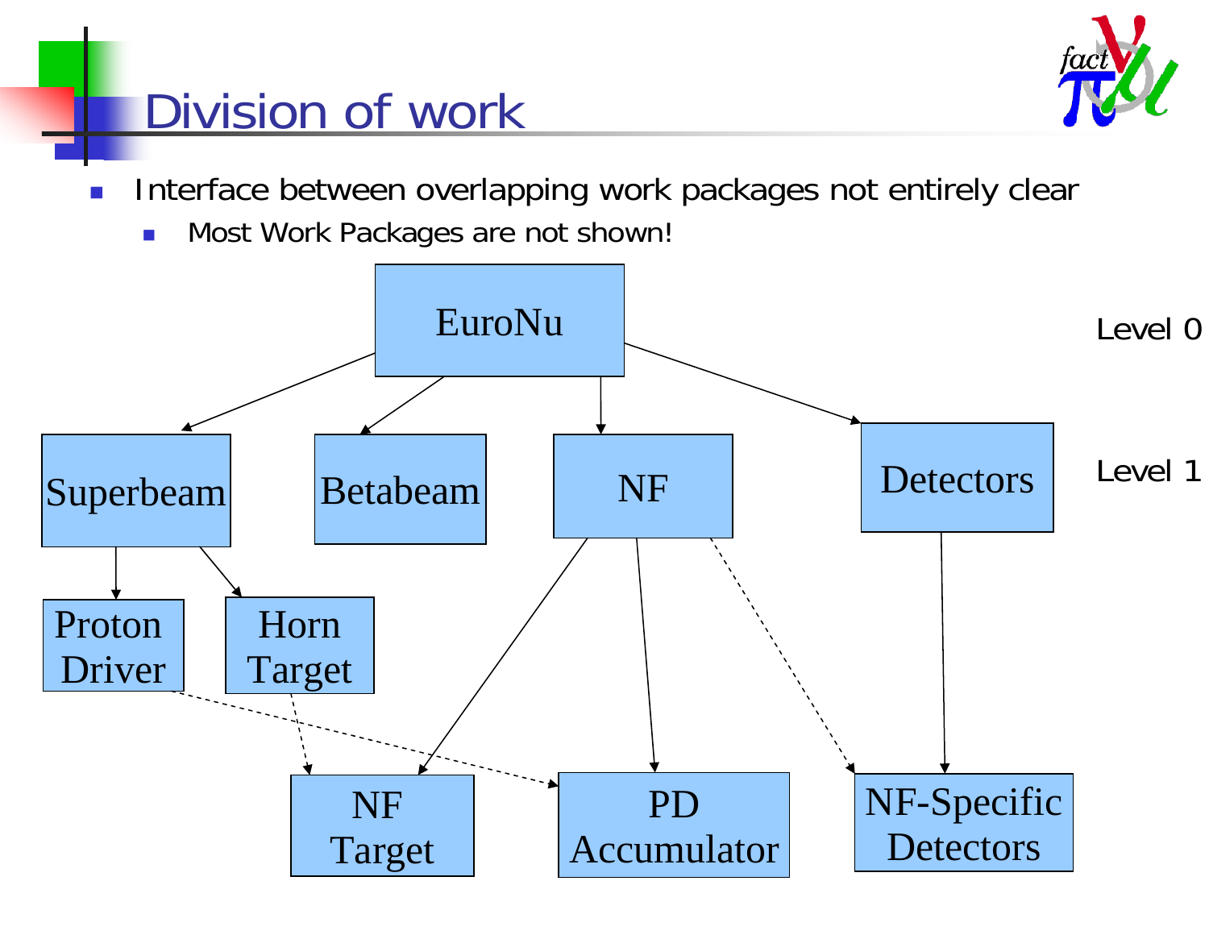# Division of work

- Interface between overlapping work packages not entirely clear
  - Most Work Packages are not shown!

EuroNu

Level 0

Superbeam

Betabeam

NF

Detectors

Level 1

Proton Driver

Horn Target

NF Target

PD Accumulator

NF-Specific Detectors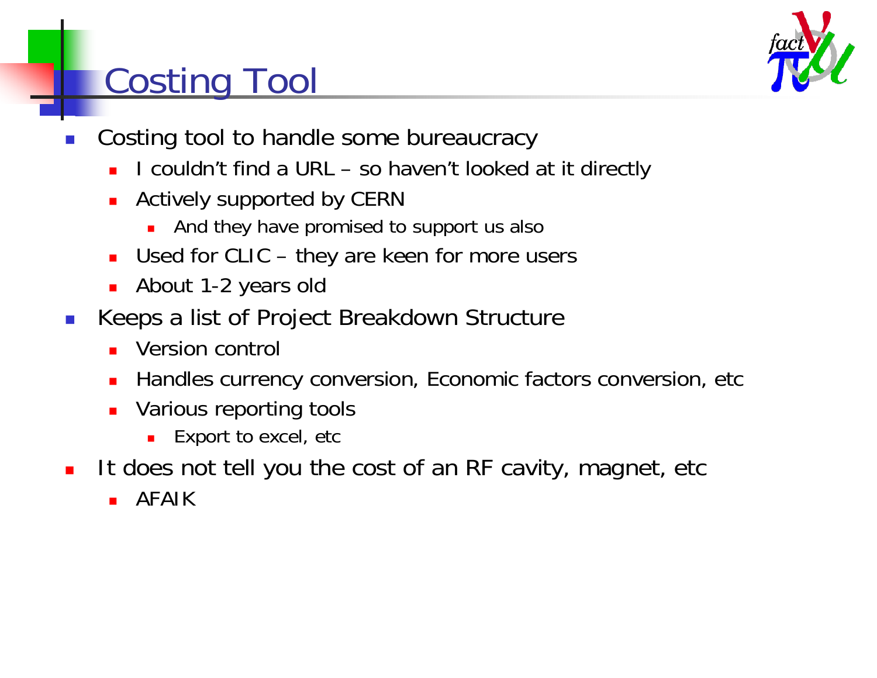# Costing Tool

- Costing tool to handle some bureaucracy
  - I couldn't find a URL – so haven't looked at it directly
  - Actively supported by CERN
    - And they have promised to support us also
  - Used for CLIC – they are keen for more users
  - About 1-2 years old
- Keeps a list of Project Breakdown Structure
  - Version control
  - Handles currency conversion, Economic factors conversion, etc
  - Various reporting tools
    - Export to excel, etc
- It does not tell you the cost of an RF cavity, magnet, etc
  - AFAIK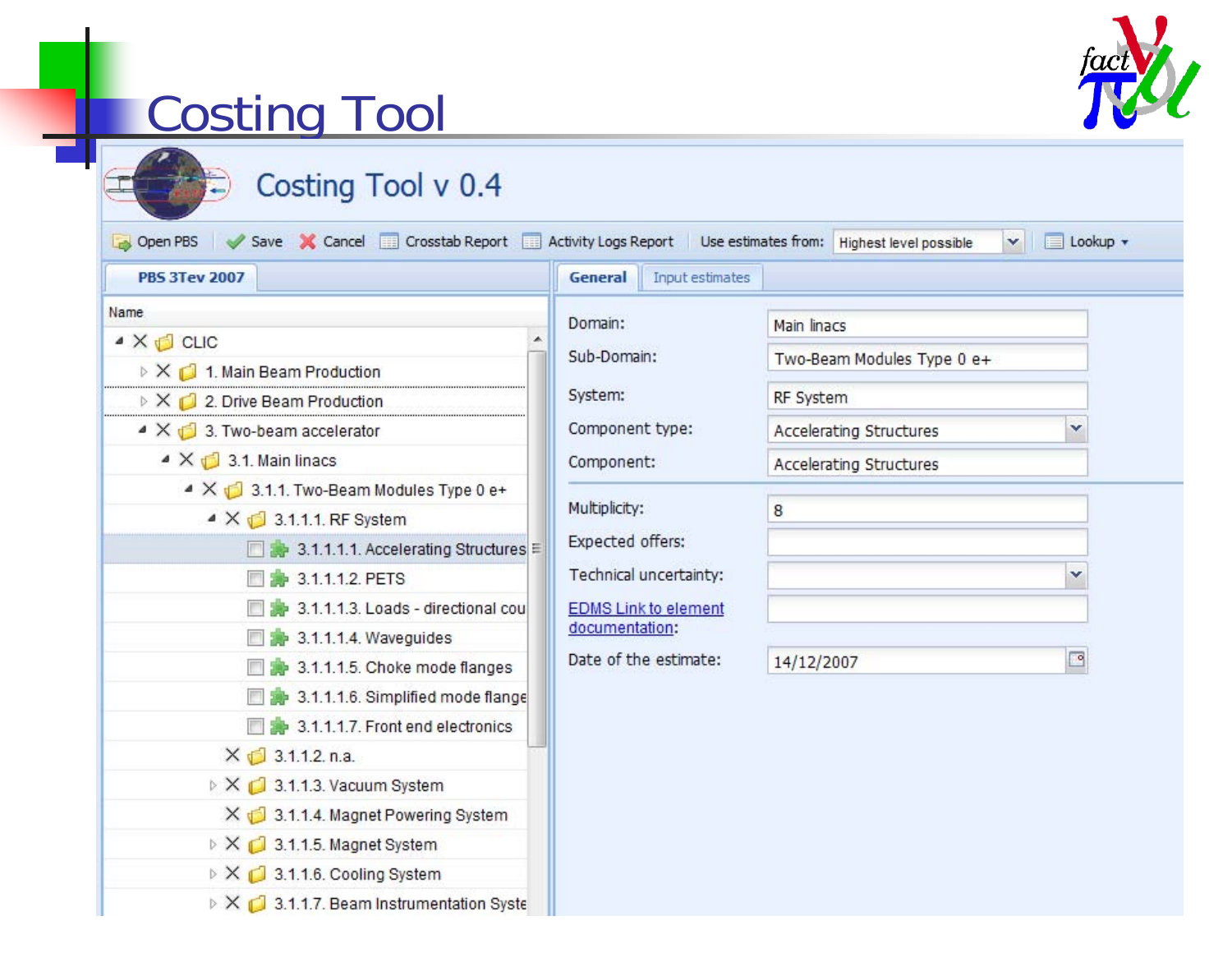# Costing Tool

Costing Tool v 0.4

Open PBS | Save | Cancel | Crosstab Report | Activity Logs Report | Use estimates from: Highest level possible | Lookup

**PBS 3Tev 2007**

Name

- CLIC
  - 1. Main Beam Production
  - 2. Drive Beam Production
  - 3. Two-beam accelerator
    - 3.1. Main linacs
      - 3.1.1. Two-Beam Modules Type 0 e+
        - 3.1.1.1. RF System
          - 3.1.1.1.1. Accelerating Structures
          - 3.1.1.1.2. PETS
          - 3.1.1.1.3. Loads - directional cou
          - 3.1.1.1.4. Waveguides
          - 3.1.1.1.5. Choke mode flanges
          - 3.1.1.1.6. Simplified mode flange
          - 3.1.1.1.7. Front end electronics
        - 3.1.1.2. n.a.
        - 3.1.1.3. Vacuum System
        - 3.1.1.4. Magnet Powering System
        - 3.1.1.5. Magnet System
        - 3.1.1.6. Cooling System
        - 3.1.1.7. Beam Instrumentation Syste

**General** | Input estimates

| Field | Value |
|---|---|
| Domain: | Main linacs |
| Sub-Domain: | Two-Beam Modules Type 0 e+ |
| System: | RF System |
| Component type: | Accelerating Structures |
| Component: | Accelerating Structures |
| Multiplicity: | 8 |
| Expected offers: | |
| Technical uncertainty: | |
| EDMS Link to element documentation: | |
| Date of the estimate: | 14/12/2007 |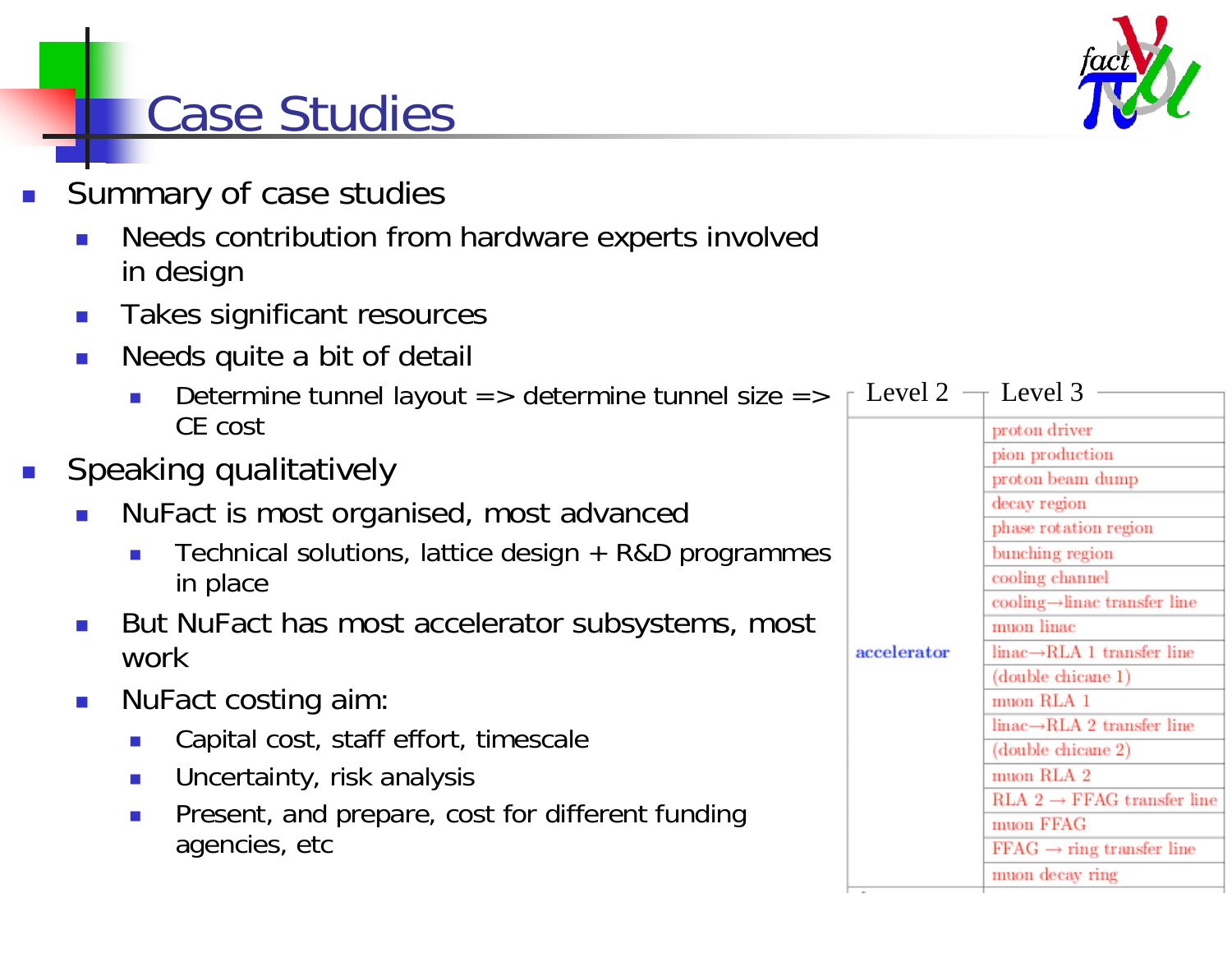# Case Studies

- Summary of case studies
  - Needs contribution from hardware experts involved in design
  - Takes significant resources
  - Needs quite a bit of detail
    - Determine tunnel layout => determine tunnel size => CE cost
- Speaking qualitatively
  - NuFact is most organised, most advanced
    - Technical solutions, lattice design + R&D programmes in place
  - But NuFact has most accelerator subsystems, most work
  - NuFact costing aim:
    - Capital cost, staff effort, timescale
    - Uncertainty, risk analysis
    - Present, and prepare, cost for different funding agencies, etc

| Level 2 | Level 3 |
|---|---|
| accelerator | proton driver |
| | pion production |
| | proton beam dump |
| | decay region |
| | phase rotation region |
| | bunching region |
| | cooling channel |
| | cooling→linac transfer line |
| | muon linac |
| | linac→RLA 1 transfer line |
| | (double chicane 1) |
| | muon RLA 1 |
| | linac→RLA 2 transfer line |
| | (double chicane 2) |
| | muon RLA 2 |
| | RLA 2 → FFAG transfer line |
| | muon FFAG |
| | FFAG → ring transfer line |
| | muon decay ring |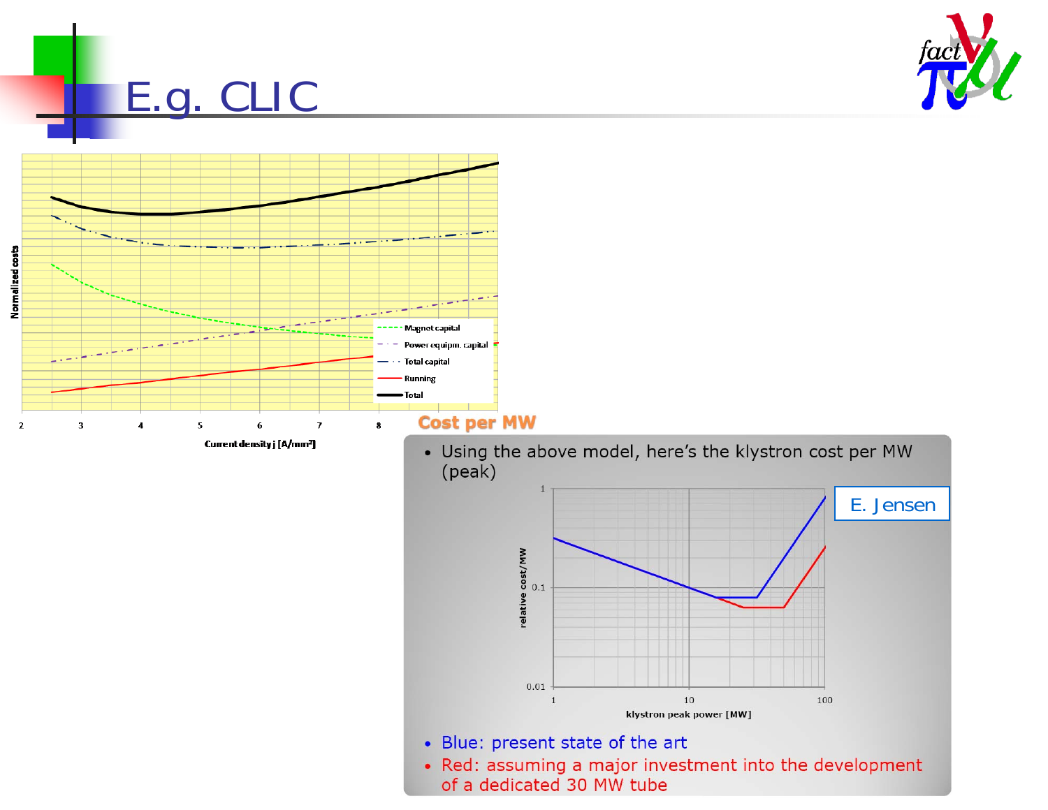# E.g. CLIC

Normalized costs

Magnet capital
Power equipm. capital
Total capital
Running
Total

2
3
4
5
6
7
8

Current density j [A/mm²]

## Cost per MW

- Using the above model, here's the klystron cost per MW (peak)

E. Jensen

1
0.1
0.01

relative cost/MW

1
10
100

klystron peak power [MW]

- Blue: present state of the art
- Red: assuming a major investment into the development of a dedicated 30 MW tube